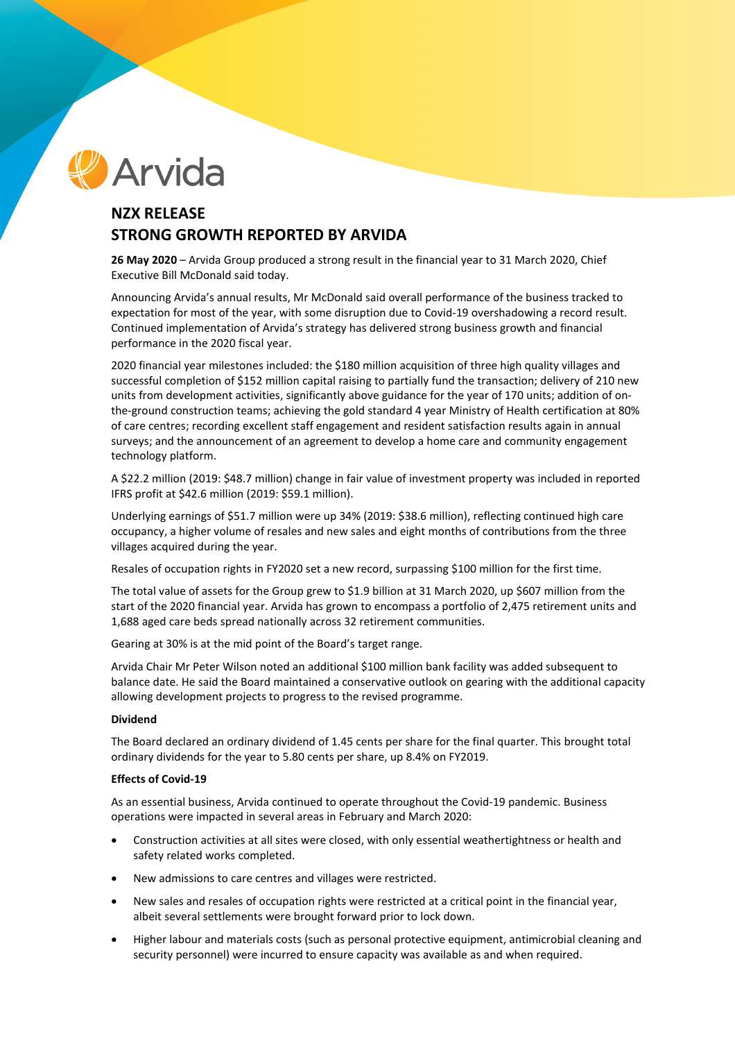Arvida

# NZX RELEASE
# STRONG GROWTH REPORTED BY ARVIDA

**26 May 2020** – Arvida Group produced a strong result in the financial year to 31 March 2020, Chief Executive Bill McDonald said today.

Announcing Arvida's annual results, Mr McDonald said overall performance of the business tracked to expectation for most of the year, with some disruption due to Covid-19 overshadowing a record result. Continued implementation of Arvida's strategy has delivered strong business growth and financial performance in the 2020 fiscal year.

2020 financial year milestones included: the $180 million acquisition of three high quality villages and successful completion of $152 million capital raising to partially fund the transaction; delivery of 210 new units from development activities, significantly above guidance for the year of 170 units; addition of on-the-ground construction teams; achieving the gold standard 4 year Ministry of Health certification at 80% of care centres; recording excellent staff engagement and resident satisfaction results again in annual surveys; and the announcement of an agreement to develop a home care and community engagement technology platform.

A $22.2 million (2019: $48.7 million) change in fair value of investment property was included in reported IFRS profit at $42.6 million (2019: $59.1 million).

Underlying earnings of $51.7 million were up 34% (2019: $38.6 million), reflecting continued high care occupancy, a higher volume of resales and new sales and eight months of contributions from the three villages acquired during the year.

Resales of occupation rights in FY2020 set a new record, surpassing $100 million for the first time.

The total value of assets for the Group grew to $1.9 billion at 31 March 2020, up $607 million from the start of the 2020 financial year. Arvida has grown to encompass a portfolio of 2,475 retirement units and 1,688 aged care beds spread nationally across 32 retirement communities.

Gearing at 30% is at the mid point of the Board's target range.

Arvida Chair Mr Peter Wilson noted an additional $100 million bank facility was added subsequent to balance date. He said the Board maintained a conservative outlook on gearing with the additional capacity allowing development projects to progress to the revised programme.

**Dividend**

The Board declared an ordinary dividend of 1.45 cents per share for the final quarter. This brought total ordinary dividends for the year to 5.80 cents per share, up 8.4% on FY2019.

**Effects of Covid-19**

As an essential business, Arvida continued to operate throughout the Covid-19 pandemic. Business operations were impacted in several areas in February and March 2020:

- Construction activities at all sites were closed, with only essential weathertightness or health and safety related works completed.
- New admissions to care centres and villages were restricted.
- New sales and resales of occupation rights were restricted at a critical point in the financial year, albeit several settlements were brought forward prior to lock down.
- Higher labour and materials costs (such as personal protective equipment, antimicrobial cleaning and security personnel) were incurred to ensure capacity was available as and when required.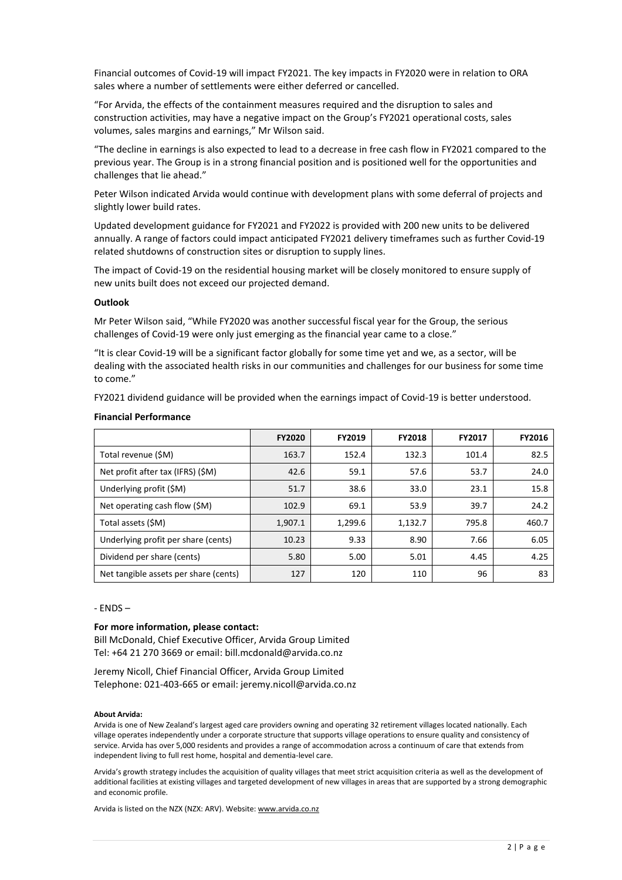Financial outcomes of Covid-19 will impact FY2021. The key impacts in FY2020 were in relation to ORA sales where a number of settlements were either deferred or cancelled.

"For Arvida, the effects of the containment measures required and the disruption to sales and construction activities, may have a negative impact on the Group's FY2021 operational costs, sales volumes, sales margins and earnings," Mr Wilson said.

"The decline in earnings is also expected to lead to a decrease in free cash flow in FY2021 compared to the previous year. The Group is in a strong financial position and is positioned well for the opportunities and challenges that lie ahead."

Peter Wilson indicated Arvida would continue with development plans with some deferral of projects and slightly lower build rates.

Updated development guidance for FY2021 and FY2022 is provided with 200 new units to be delivered annually. A range of factors could impact anticipated FY2021 delivery timeframes such as further Covid-19 related shutdowns of construction sites or disruption to supply lines.

The impact of Covid-19 on the residential housing market will be closely monitored to ensure supply of new units built does not exceed our projected demand.

**Outlook**

Mr Peter Wilson said, "While FY2020 was another successful fiscal year for the Group, the serious challenges of Covid-19 were only just emerging as the financial year came to a close."

"It is clear Covid-19 will be a significant factor globally for some time yet and we, as a sector, will be dealing with the associated health risks in our communities and challenges for our business for some time to come."

FY2021 dividend guidance will be provided when the earnings impact of Covid-19 is better understood.

**Financial Performance**

| | FY2020 | FY2019 | FY2018 | FY2017 | FY2016 |
|---|---|---|---|---|---|
| Total revenue ($M) | 163.7 | 152.4 | 132.3 | 101.4 | 82.5 |
| Net profit after tax (IFRS) ($M) | 42.6 | 59.1 | 57.6 | 53.7 | 24.0 |
| Underlying profit ($M) | 51.7 | 38.6 | 33.0 | 23.1 | 15.8 |
| Net operating cash flow ($M) | 102.9 | 69.1 | 53.9 | 39.7 | 24.2 |
| Total assets ($M) | 1,907.1 | 1,299.6 | 1,132.7 | 795.8 | 460.7 |
| Underlying profit per share (cents) | 10.23 | 9.33 | 8.90 | 7.66 | 6.05 |
| Dividend per share (cents) | 5.80 | 5.00 | 5.01 | 4.45 | 4.25 |
| Net tangible assets per share (cents) | 127 | 120 | 110 | 96 | 83 |

- ENDS –

**For more information, please contact:**
Bill McDonald, Chief Executive Officer, Arvida Group Limited
Tel: +64 21 270 3669 or email: bill.mcdonald@arvida.co.nz

Jeremy Nicoll, Chief Financial Officer, Arvida Group Limited
Telephone: 021-403-665 or email: jeremy.nicoll@arvida.co.nz

**About Arvida:**
Arvida is one of New Zealand's largest aged care providers owning and operating 32 retirement villages located nationally. Each village operates independently under a corporate structure that supports village operations to ensure quality and consistency of service. Arvida has over 5,000 residents and provides a range of accommodation across a continuum of care that extends from independent living to full rest home, hospital and dementia-level care.

Arvida's growth strategy includes the acquisition of quality villages that meet strict acquisition criteria as well as the development of additional facilities at existing villages and targeted development of new villages in areas that are supported by a strong demographic and economic profile.

Arvida is listed on the NZX (NZX: ARV). Website: www.arvida.co.nz